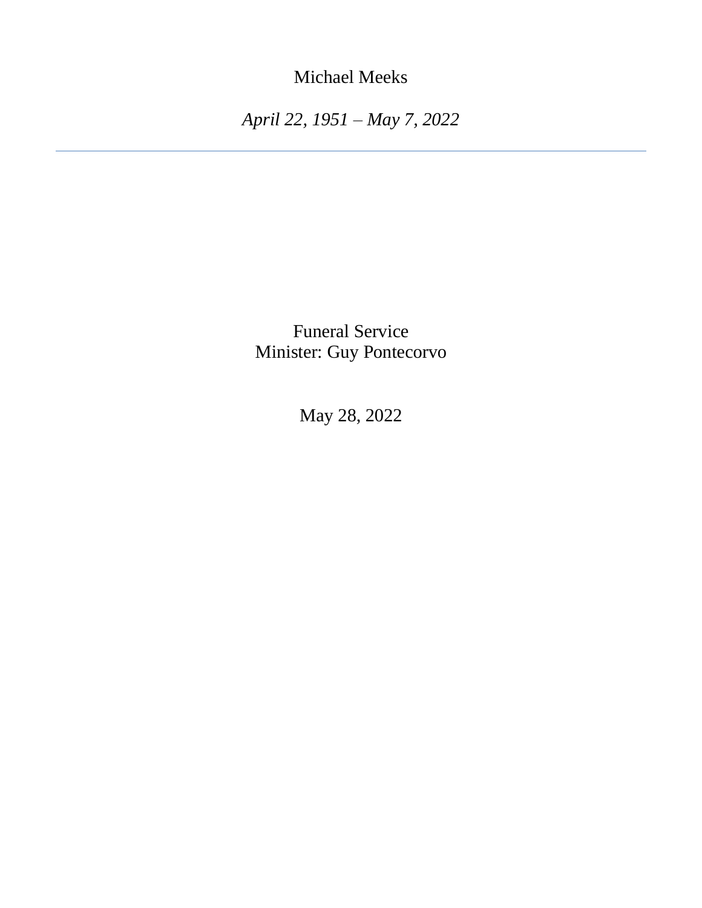# Michael Meeks

*April 22, 1951 – May 7, 2022*

---

Funeral Service
Minister: Guy Pontecorvo

May 28, 2022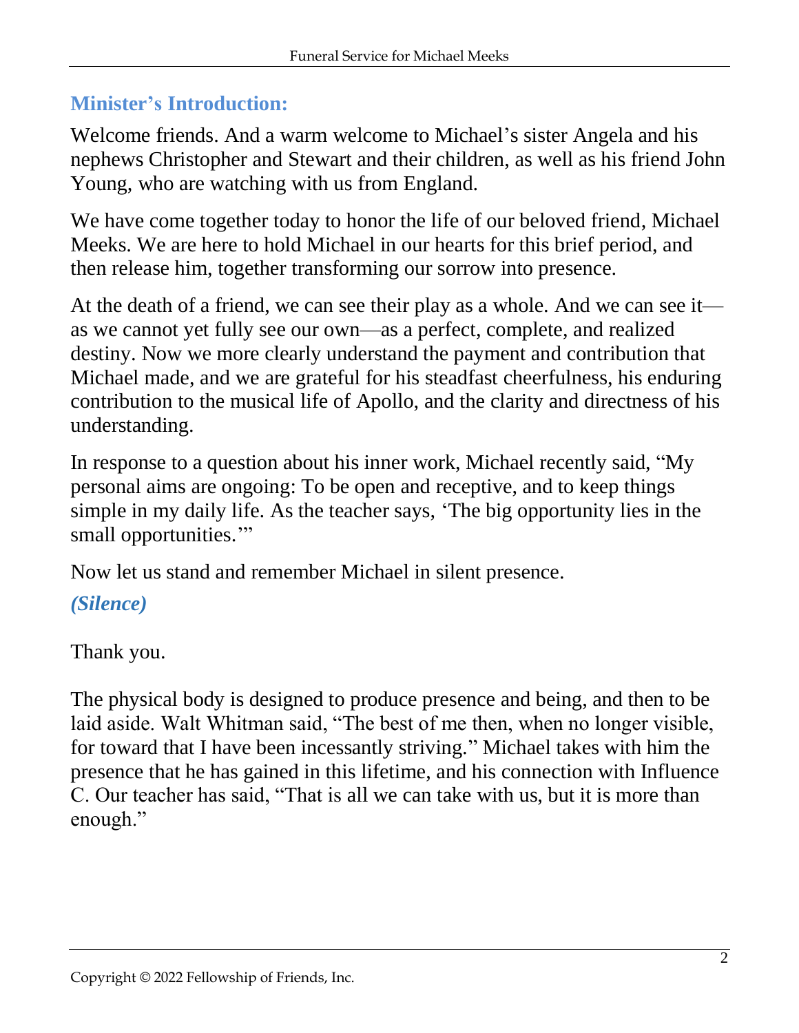## Minister's Introduction:

Welcome friends. And a warm welcome to Michael's sister Angela and his nephews Christopher and Stewart and their children, as well as his friend John Young, who are watching with us from England.

We have come together today to honor the life of our beloved friend, Michael Meeks. We are here to hold Michael in our hearts for this brief period, and then release him, together transforming our sorrow into presence.

At the death of a friend, we can see their play as a whole. And we can see it—as we cannot yet fully see our own—as a perfect, complete, and realized destiny. Now we more clearly understand the payment and contribution that Michael made, and we are grateful for his steadfast cheerfulness, his enduring contribution to the musical life of Apollo, and the clarity and directness of his understanding.

In response to a question about his inner work, Michael recently said, "My personal aims are ongoing: To be open and receptive, and to keep things simple in my daily life. As the teacher says, 'The big opportunity lies in the small opportunities.'"

Now let us stand and remember Michael in silent presence.

***(Silence)***

Thank you.

The physical body is designed to produce presence and being, and then to be laid aside. Walt Whitman said, "The best of me then, when no longer visible, for toward that I have been incessantly striving." Michael takes with him the presence that he has gained in this lifetime, and his connection with Influence C. Our teacher has said, "That is all we can take with us, but it is more than enough."

Copyright © 2022 Fellowship of Friends, Inc.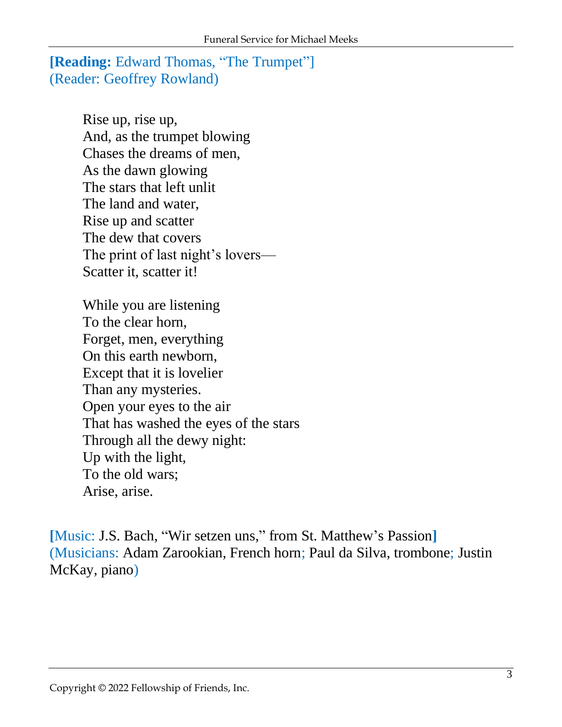**[Reading:** Edward Thomas, "The Trumpet"]
(Reader: Geoffrey Rowland)

Rise up, rise up,
And, as the trumpet blowing
Chases the dreams of men,
As the dawn glowing
The stars that left unlit
The land and water,
Rise up and scatter
The dew that covers
The print of last night's lovers—
Scatter it, scatter it!

While you are listening
To the clear horn,
Forget, men, everything
On this earth newborn,
Except that it is lovelier
Than any mysteries.
Open your eyes to the air
That has washed the eyes of the stars
Through all the dewy night:
Up with the light,
To the old wars;
Arise, arise.

**[**Music: J.S. Bach, "Wir setzen uns," from St. Matthew's Passion**]**
(Musicians: Adam Zarookian, French horn; Paul da Silva, trombone; Justin McKay, piano)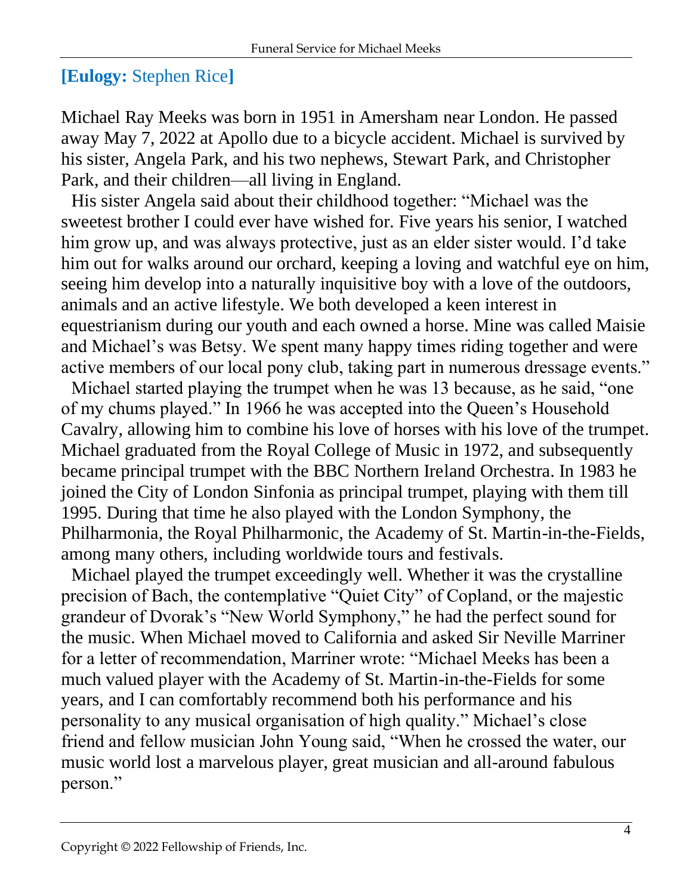**[Eulogy:** Stephen Rice**]**

Michael Ray Meeks was born in 1951 in Amersham near London. He passed away May 7, 2022 at Apollo due to a bicycle accident. Michael is survived by his sister, Angela Park, and his two nephews, Stewart Park, and Christopher Park, and their children—all living in England.

His sister Angela said about their childhood together: “Michael was the sweetest brother I could ever have wished for. Five years his senior, I watched him grow up, and was always protective, just as an elder sister would. I’d take him out for walks around our orchard, keeping a loving and watchful eye on him, seeing him develop into a naturally inquisitive boy with a love of the outdoors, animals and an active lifestyle. We both developed a keen interest in equestrianism during our youth and each owned a horse. Mine was called Maisie and Michael’s was Betsy. We spent many happy times riding together and were active members of our local pony club, taking part in numerous dressage events.”

Michael started playing the trumpet when he was 13 because, as he said, “one of my chums played.” In 1966 he was accepted into the Queen’s Household Cavalry, allowing him to combine his love of horses with his love of the trumpet. Michael graduated from the Royal College of Music in 1972, and subsequently became principal trumpet with the BBC Northern Ireland Orchestra. In 1983 he joined the City of London Sinfonia as principal trumpet, playing with them till 1995. During that time he also played with the London Symphony, the Philharmonia, the Royal Philharmonic, the Academy of St. Martin-in-the-Fields, among many others, including worldwide tours and festivals.

Michael played the trumpet exceedingly well. Whether it was the crystalline precision of Bach, the contemplative “Quiet City” of Copland, or the majestic grandeur of Dvorak’s “New World Symphony,” he had the perfect sound for the music. When Michael moved to California and asked Sir Neville Marriner for a letter of recommendation, Marriner wrote: “Michael Meeks has been a much valued player with the Academy of St. Martin-in-the-Fields for some years, and I can comfortably recommend both his performance and his personality to any musical organisation of high quality.” Michael’s close friend and fellow musician John Young said, “When he crossed the water, our music world lost a marvelous player, great musician and all-around fabulous person.”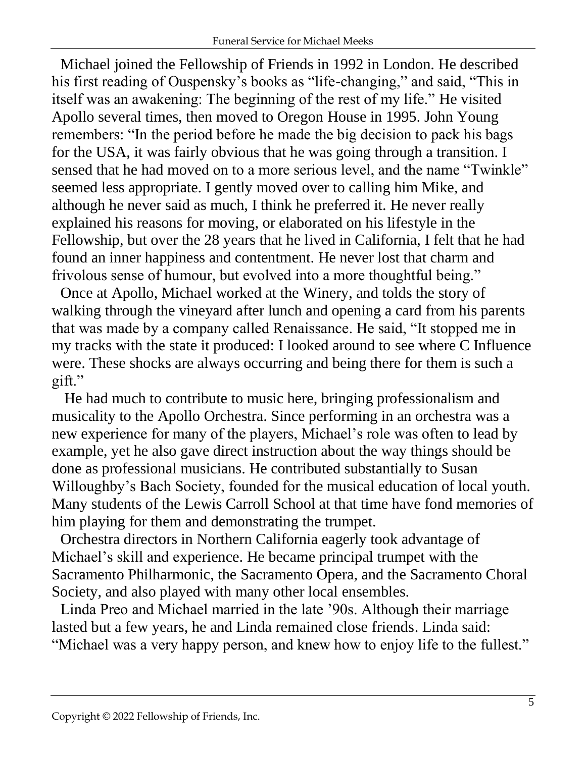Michael joined the Fellowship of Friends in 1992 in London. He described his first reading of Ouspensky's books as "life-changing," and said, "This in itself was an awakening: The beginning of the rest of my life." He visited Apollo several times, then moved to Oregon House in 1995. John Young remembers: "In the period before he made the big decision to pack his bags for the USA, it was fairly obvious that he was going through a transition. I sensed that he had moved on to a more serious level, and the name "Twinkle" seemed less appropriate. I gently moved over to calling him Mike, and although he never said as much, I think he preferred it. He never really explained his reasons for moving, or elaborated on his lifestyle in the Fellowship, but over the 28 years that he lived in California, I felt that he had found an inner happiness and contentment. He never lost that charm and frivolous sense of humour, but evolved into a more thoughtful being."

Once at Apollo, Michael worked at the Winery, and tolds the story of walking through the vineyard after lunch and opening a card from his parents that was made by a company called Renaissance. He said, "It stopped me in my tracks with the state it produced: I looked around to see where C Influence were. These shocks are always occurring and being there for them is such a gift."

He had much to contribute to music here, bringing professionalism and musicality to the Apollo Orchestra. Since performing in an orchestra was a new experience for many of the players, Michael's role was often to lead by example, yet he also gave direct instruction about the way things should be done as professional musicians. He contributed substantially to Susan Willoughby's Bach Society, founded for the musical education of local youth. Many students of the Lewis Carroll School at that time have fond memories of him playing for them and demonstrating the trumpet.

Orchestra directors in Northern California eagerly took advantage of Michael's skill and experience. He became principal trumpet with the Sacramento Philharmonic, the Sacramento Opera, and the Sacramento Choral Society, and also played with many other local ensembles.

Linda Preo and Michael married in the late '90s. Although their marriage lasted but a few years, he and Linda remained close friends. Linda said: "Michael was a very happy person, and knew how to enjoy life to the fullest."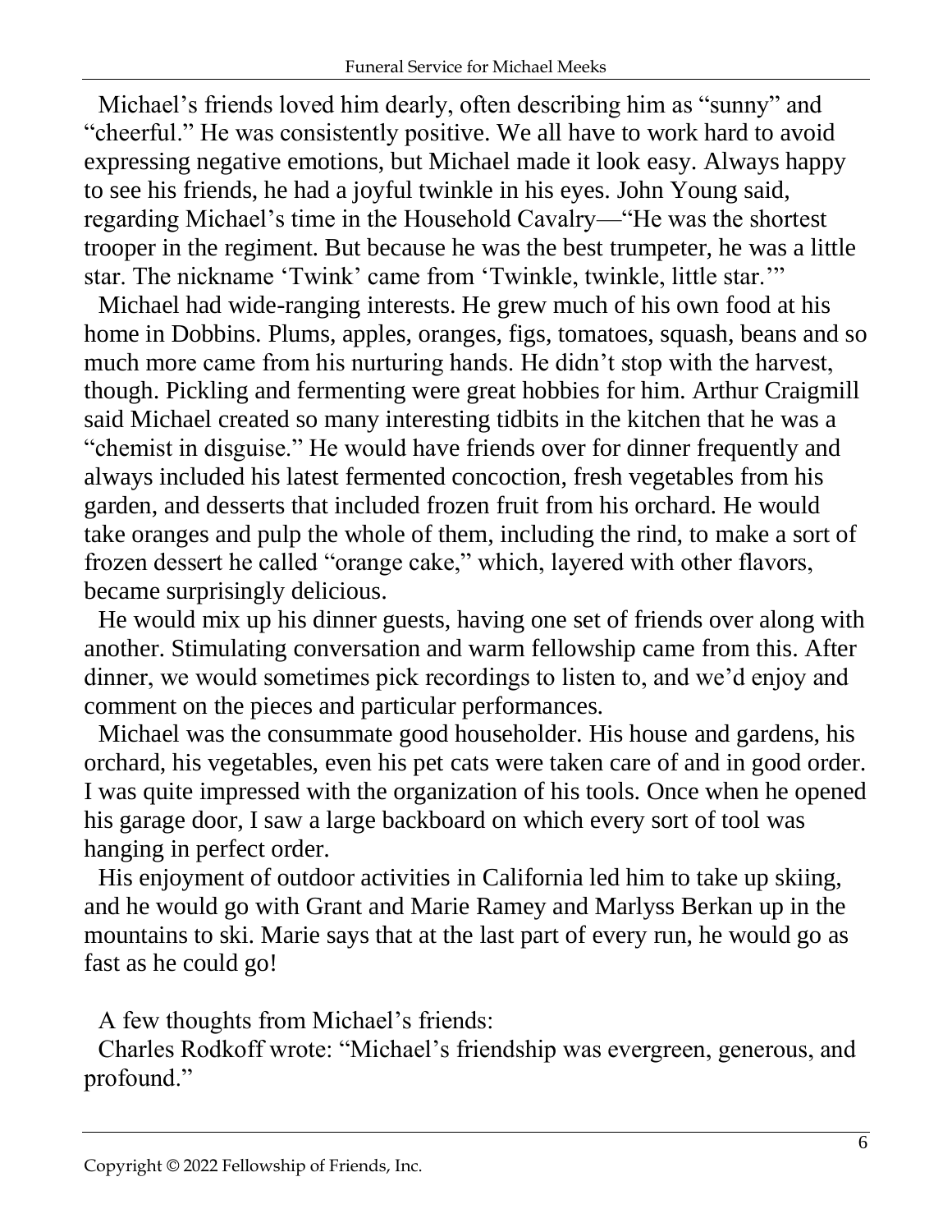Michael's friends loved him dearly, often describing him as "sunny" and "cheerful." He was consistently positive. We all have to work hard to avoid expressing negative emotions, but Michael made it look easy. Always happy to see his friends, he had a joyful twinkle in his eyes. John Young said, regarding Michael's time in the Household Cavalry—"He was the shortest trooper in the regiment. But because he was the best trumpeter, he was a little star. The nickname 'Twink' came from 'Twinkle, twinkle, little star.'"

Michael had wide-ranging interests. He grew much of his own food at his home in Dobbins. Plums, apples, oranges, figs, tomatoes, squash, beans and so much more came from his nurturing hands. He didn't stop with the harvest, though. Pickling and fermenting were great hobbies for him. Arthur Craigmill said Michael created so many interesting tidbits in the kitchen that he was a "chemist in disguise." He would have friends over for dinner frequently and always included his latest fermented concoction, fresh vegetables from his garden, and desserts that included frozen fruit from his orchard. He would take oranges and pulp the whole of them, including the rind, to make a sort of frozen dessert he called "orange cake," which, layered with other flavors, became surprisingly delicious.

He would mix up his dinner guests, having one set of friends over along with another. Stimulating conversation and warm fellowship came from this. After dinner, we would sometimes pick recordings to listen to, and we'd enjoy and comment on the pieces and particular performances.

Michael was the consummate good householder. His house and gardens, his orchard, his vegetables, even his pet cats were taken care of and in good order. I was quite impressed with the organization of his tools. Once when he opened his garage door, I saw a large backboard on which every sort of tool was hanging in perfect order.

His enjoyment of outdoor activities in California led him to take up skiing, and he would go with Grant and Marie Ramey and Marlyss Berkan up in the mountains to ski. Marie says that at the last part of every run, he would go as fast as he could go!

A few thoughts from Michael's friends:

Charles Rodkoff wrote: "Michael's friendship was evergreen, generous, and profound."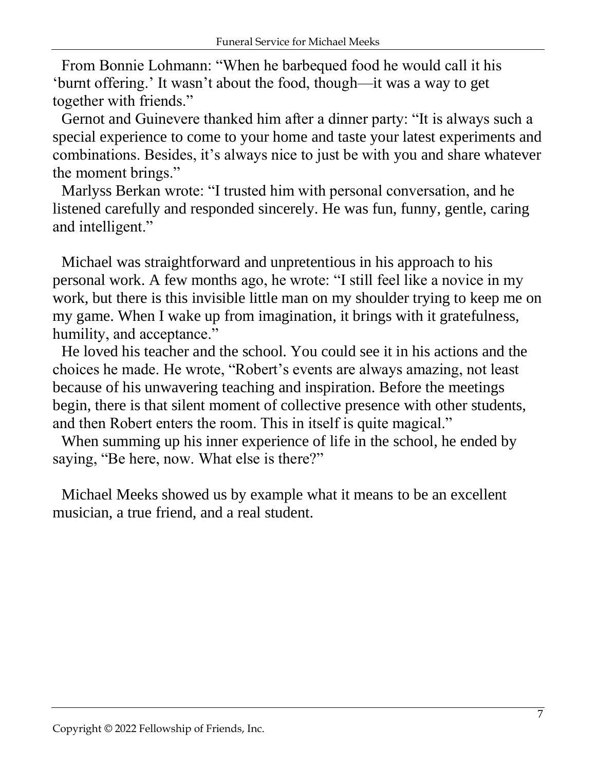From Bonnie Lohmann: “When he barbequed food he would call it his ‘burnt offering.’ It wasn’t about the food, though—it was a way to get together with friends.”

Gernot and Guinevere thanked him after a dinner party: “It is always such a special experience to come to your home and taste your latest experiments and combinations. Besides, it’s always nice to just be with you and share whatever the moment brings.”

Marlyss Berkan wrote: “I trusted him with personal conversation, and he listened carefully and responded sincerely. He was fun, funny, gentle, caring and intelligent.”

Michael was straightforward and unpretentious in his approach to his personal work. A few months ago, he wrote: “I still feel like a novice in my work, but there is this invisible little man on my shoulder trying to keep me on my game. When I wake up from imagination, it brings with it gratefulness, humility, and acceptance.”

He loved his teacher and the school. You could see it in his actions and the choices he made. He wrote, “Robert’s events are always amazing, not least because of his unwavering teaching and inspiration. Before the meetings begin, there is that silent moment of collective presence with other students, and then Robert enters the room. This in itself is quite magical.”

When summing up his inner experience of life in the school, he ended by saying, “Be here, now. What else is there?”

Michael Meeks showed us by example what it means to be an excellent musician, a true friend, and a real student.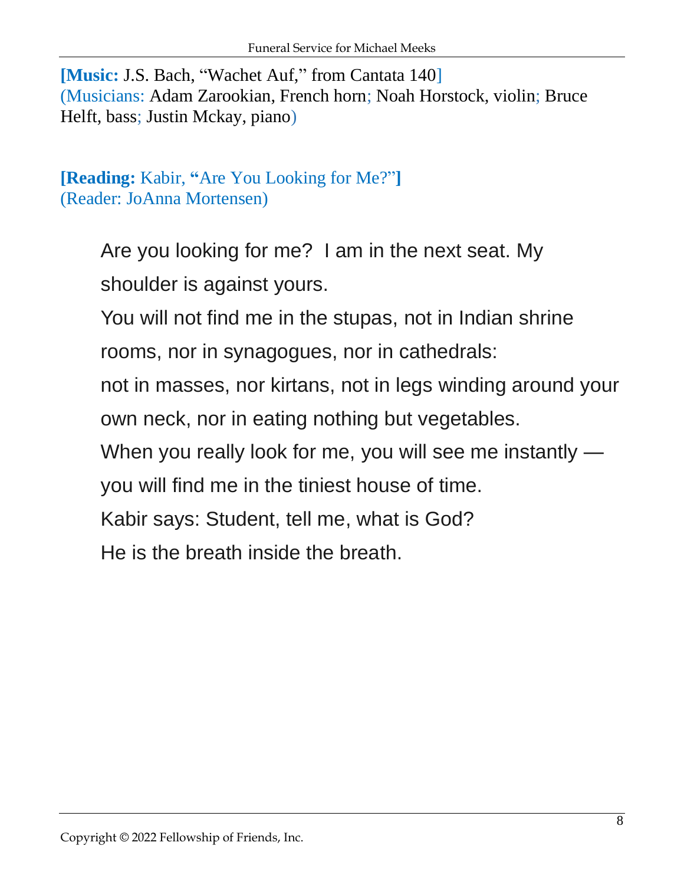**[Music:** J.S. Bach, “Wachet Auf,” from Cantata 140]
(Musicians: Adam Zarookian, French horn; Noah Horstock, violin; Bruce Helft, bass; Justin Mckay, piano)

**[Reading:** Kabir, **“**Are You Looking for Me?”**]**
(Reader: JoAnna Mortensen)

> Are you looking for me? I am in the next seat. My shoulder is against yours.
> You will not find me in the stupas, not in Indian shrine rooms, nor in synagogues, nor in cathedrals:
> not in masses, nor kirtans, not in legs winding around your own neck, nor in eating nothing but vegetables.
> When you really look for me, you will see me instantly —
> you will find me in the tiniest house of time.
> Kabir says: Student, tell me, what is God?
> He is the breath inside the breath.

Copyright © 2022 Fellowship of Friends, Inc.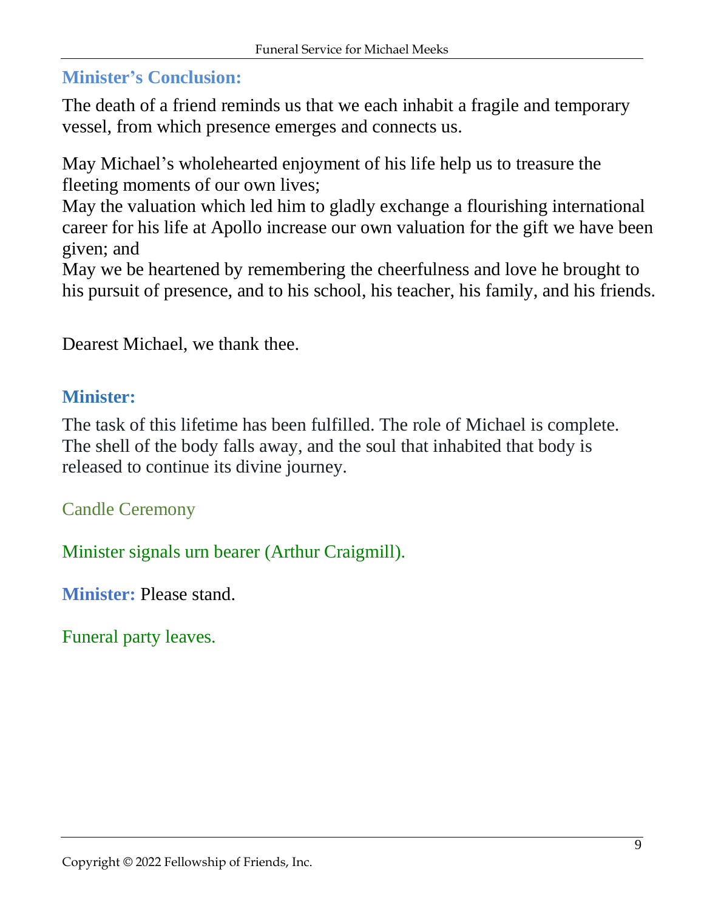### Minister’s Conclusion:

The death of a friend reminds us that we each inhabit a fragile and temporary vessel, from which presence emerges and connects us.

May Michael’s wholehearted enjoyment of his life help us to treasure the fleeting moments of our own lives;
May the valuation which led him to gladly exchange a flourishing international career for his life at Apollo increase our own valuation for the gift we have been given; and
May we be heartened by remembering the cheerfulness and love he brought to his pursuit of presence, and to his school, his teacher, his family, and his friends.

Dearest Michael, we thank thee.

### Minister:

The task of this lifetime has been fulfilled. The role of Michael is complete. The shell of the body falls away, and the soul that inhabited that body is released to continue its divine journey.

Candle Ceremony

Minister signals urn bearer (Arthur Craigmill).

**Minister:** Please stand.

Funeral party leaves.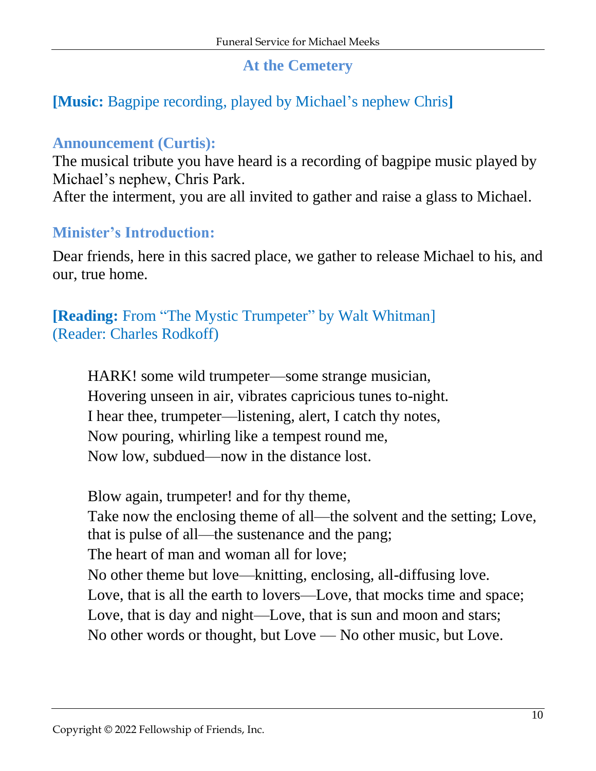## At the Cemetery

**[Music:** Bagpipe recording, played by Michael's nephew Chris**]**

### Announcement (Curtis):

The musical tribute you have heard is a recording of bagpipe music played by Michael's nephew, Chris Park.
After the interment, you are all invited to gather and raise a glass to Michael.

### Minister's Introduction:

Dear friends, here in this sacred place, we gather to release Michael to his, and our, true home.

**[Reading:** From "The Mystic Trumpeter" by Walt Whitman]
(Reader: Charles Rodkoff)

> HARK! some wild trumpeter—some strange musician,
> Hovering unseen in air, vibrates capricious tunes to-night.
> I hear thee, trumpeter—listening, alert, I catch thy notes,
> Now pouring, whirling like a tempest round me,
> Now low, subdued—now in the distance lost.
>
> Blow again, trumpeter! and for thy theme,
> Take now the enclosing theme of all—the solvent and the setting; Love, that is pulse of all—the sustenance and the pang;
> The heart of man and woman all for love;
> No other theme but love—knitting, enclosing, all-diffusing love.
> Love, that is all the earth to lovers—Love, that mocks time and space;
> Love, that is day and night—Love, that is sun and moon and stars;
> No other words or thought, but Love — No other music, but Love.

Copyright © 2022 Fellowship of Friends, Inc.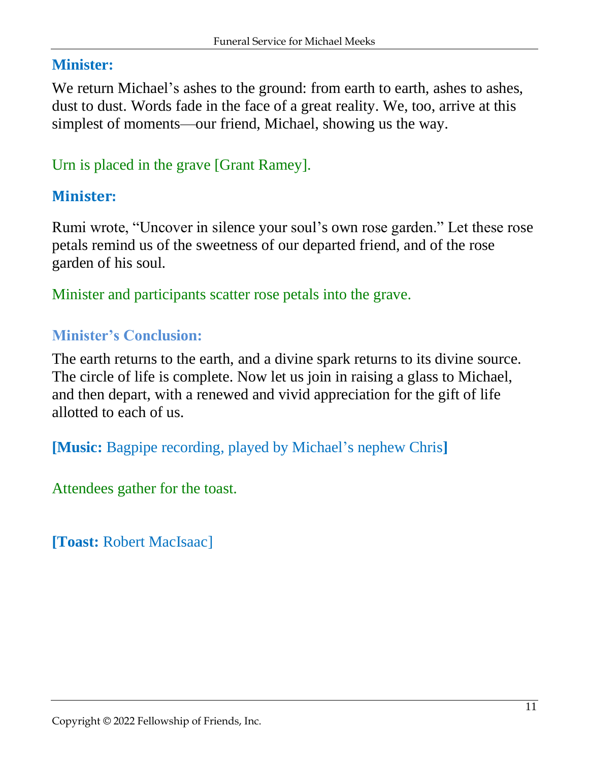**Minister:**

We return Michael's ashes to the ground: from earth to earth, ashes to ashes, dust to dust. Words fade in the face of a great reality. We, too, arrive at this simplest of moments—our friend, Michael, showing us the way.

Urn is placed in the grave [Grant Ramey].

**Minister:**

Rumi wrote, "Uncover in silence your soul's own rose garden." Let these rose petals remind us of the sweetness of our departed friend, and of the rose garden of his soul.

Minister and participants scatter rose petals into the grave.

**Minister's Conclusion:**

The earth returns to the earth, and a divine spark returns to its divine source. The circle of life is complete. Now let us join in raising a glass to Michael, and then depart, with a renewed and vivid appreciation for the gift of life allotted to each of us.

**[Music:** Bagpipe recording, played by Michael's nephew Chris**]**

Attendees gather for the toast.

**[Toast:** Robert MacIsaac]